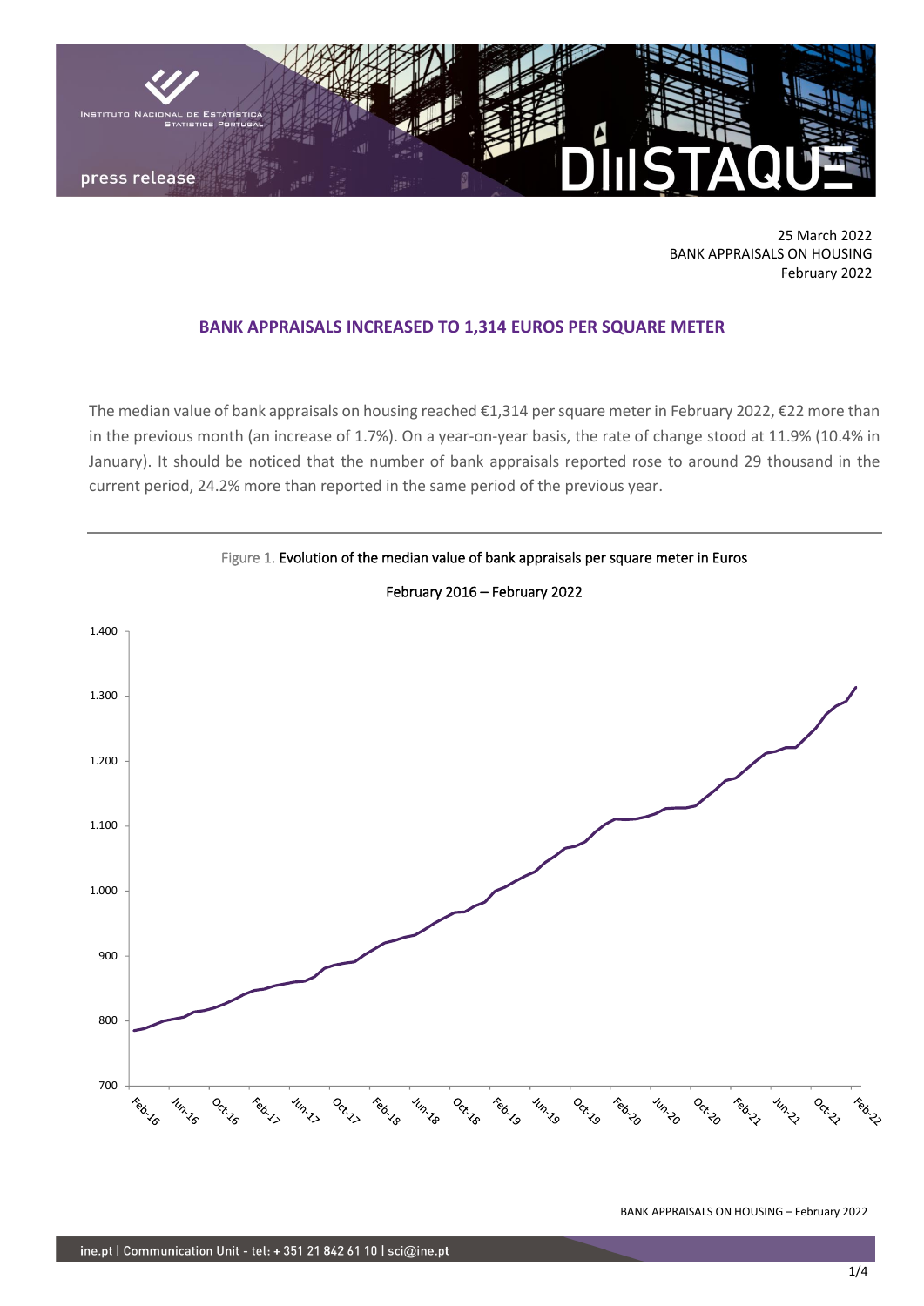25 March 2022
BANK APPRAISALS ON HOUSING
February 2022

# BANK APPRAISALS INCREASED TO 1,314 EUROS PER SQUARE METER

The median value of bank appraisals on housing reached €1,314 per square meter in February 2022, €22 more than in the previous month (an increase of 1.7%). On a year-on-year basis, the rate of change stood at 11.9% (10.4% in January). It should be noticed that the number of bank appraisals reported rose to around 29 thousand in the current period, 24.2% more than reported in the same period of the previous year.

Figure 1. Evolution of the median value of bank appraisals per square meter in Euros

February 2016 – February 2022

1.400
1.300
1.200
1.100
1.000
900
800
700

Feb-16 Jun-16 Oct-16 Feb-17 Jun-17 Oct-17 Feb-18 Jun-18 Oct-18 Feb-19 Jun-19 Oct-19 Feb-20 Jun-20 Oct-20 Feb-21 Jun-21 Oct-21 Feb-22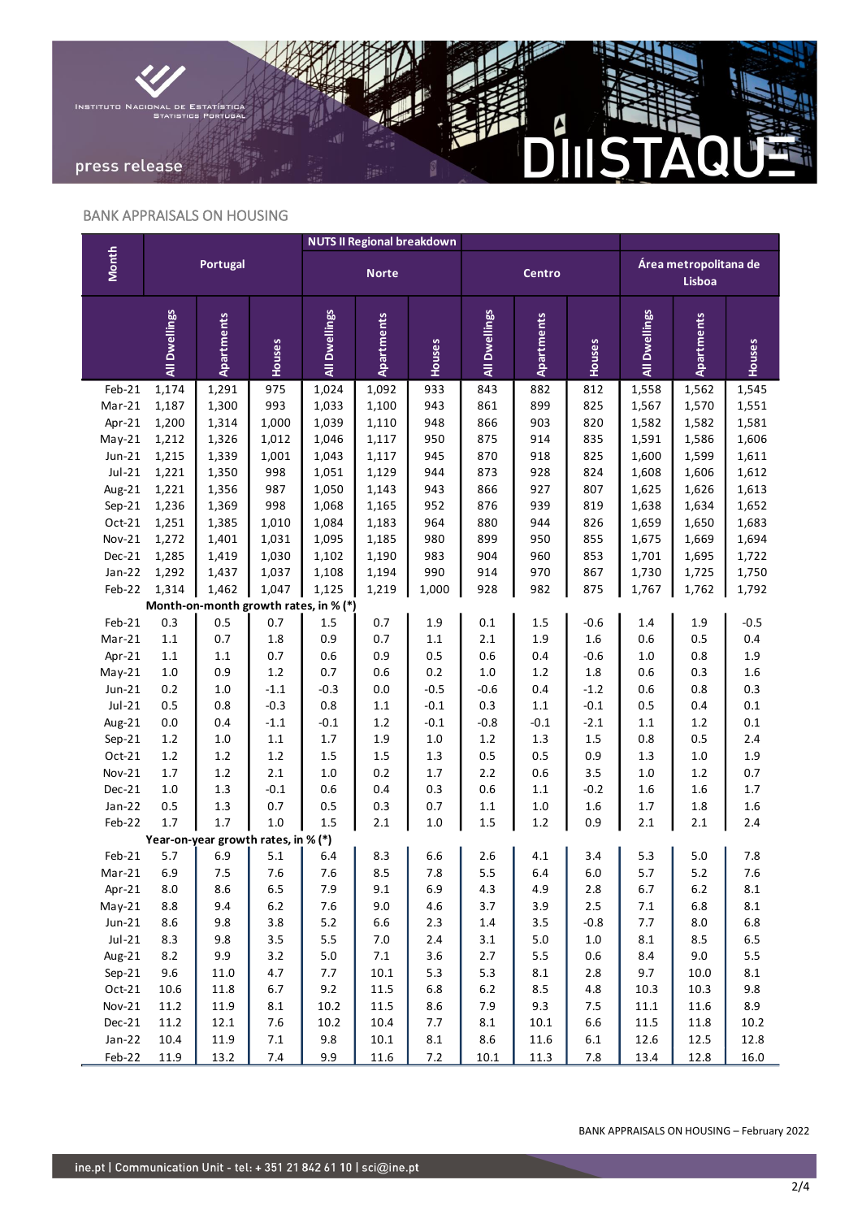## BANK APPRAISALS ON HOUSING

| Month | Portugal | | | NUTS II Regional breakdown | | | | | | | | |
|---|---|---|---|---|---|---|---|---|---|---|---|---|
| | | | | Norte | | | Centro | | | Área metropolitana de Lisboa | | |
| | All Dwellings | Apartments | Houses | All Dwellings | Apartments | Houses | All Dwellings | Apartments | Houses | All Dwellings | Apartments | Houses |
| Feb-21 | 1,174 | 1,291 | 975 | 1,024 | 1,092 | 933 | 843 | 882 | 812 | 1,558 | 1,562 | 1,545 |
| Mar-21 | 1,187 | 1,300 | 993 | 1,033 | 1,100 | 943 | 861 | 899 | 825 | 1,567 | 1,570 | 1,551 |
| Apr-21 | 1,200 | 1,314 | 1,000 | 1,039 | 1,110 | 948 | 866 | 903 | 820 | 1,582 | 1,582 | 1,581 |
| May-21 | 1,212 | 1,326 | 1,012 | 1,046 | 1,117 | 950 | 875 | 914 | 835 | 1,591 | 1,586 | 1,606 |
| Jun-21 | 1,215 | 1,339 | 1,001 | 1,043 | 1,117 | 945 | 870 | 918 | 825 | 1,600 | 1,599 | 1,611 |
| Jul-21 | 1,221 | 1,350 | 998 | 1,051 | 1,129 | 944 | 873 | 928 | 824 | 1,608 | 1,606 | 1,612 |
| Aug-21 | 1,221 | 1,356 | 987 | 1,050 | 1,143 | 943 | 866 | 927 | 807 | 1,625 | 1,626 | 1,613 |
| Sep-21 | 1,236 | 1,369 | 998 | 1,068 | 1,165 | 952 | 876 | 939 | 819 | 1,638 | 1,634 | 1,652 |
| Oct-21 | 1,251 | 1,385 | 1,010 | 1,084 | 1,183 | 964 | 880 | 944 | 826 | 1,659 | 1,650 | 1,683 |
| Nov-21 | 1,272 | 1,401 | 1,031 | 1,095 | 1,185 | 980 | 899 | 950 | 855 | 1,675 | 1,669 | 1,694 |
| Dec-21 | 1,285 | 1,419 | 1,030 | 1,102 | 1,190 | 983 | 904 | 960 | 853 | 1,701 | 1,695 | 1,722 |
| Jan-22 | 1,292 | 1,437 | 1,037 | 1,108 | 1,194 | 990 | 914 | 970 | 867 | 1,730 | 1,725 | 1,750 |
| Feb-22 | 1,314 | 1,462 | 1,047 | 1,125 | 1,219 | 1,000 | 928 | 982 | 875 | 1,767 | 1,762 | 1,792 |
| **Month-on-month growth rates, in % (*)** | | | | | | | | | | | | |
| Feb-21 | 0.3 | 0.5 | 0.7 | 1.5 | 0.7 | 1.9 | 0.1 | 1.5 | -0.6 | 1.4 | 1.9 | -0.5 |
| Mar-21 | 1.1 | 0.7 | 1.8 | 0.9 | 0.7 | 1.1 | 2.1 | 1.9 | 1.6 | 0.6 | 0.5 | 0.4 |
| Apr-21 | 1.1 | 1.1 | 0.7 | 0.6 | 0.9 | 0.5 | 0.6 | 0.4 | -0.6 | 1.0 | 0.8 | 1.9 |
| May-21 | 1.0 | 0.9 | 1.2 | 0.7 | 0.6 | 0.2 | 1.0 | 1.2 | 1.8 | 0.6 | 0.3 | 1.6 |
| Jun-21 | 0.2 | 1.0 | -1.1 | -0.3 | 0.0 | -0.5 | -0.6 | 0.4 | -1.2 | 0.6 | 0.8 | 0.3 |
| Jul-21 | 0.5 | 0.8 | -0.3 | 0.8 | 1.1 | -0.1 | 0.3 | 1.1 | -0.1 | 0.5 | 0.4 | 0.1 |
| Aug-21 | 0.0 | 0.4 | -1.1 | -0.1 | 1.2 | -0.1 | -0.8 | -0.1 | -2.1 | 1.1 | 1.2 | 0.1 |
| Sep-21 | 1.2 | 1.0 | 1.1 | 1.7 | 1.9 | 1.0 | 1.2 | 1.3 | 1.5 | 0.8 | 0.5 | 2.4 |
| Oct-21 | 1.2 | 1.2 | 1.2 | 1.5 | 1.5 | 1.3 | 0.5 | 0.5 | 0.9 | 1.3 | 1.0 | 1.9 |
| Nov-21 | 1.7 | 1.2 | 2.1 | 1.0 | 0.2 | 1.7 | 2.2 | 0.6 | 3.5 | 1.0 | 1.2 | 0.7 |
| Dec-21 | 1.0 | 1.3 | -0.1 | 0.6 | 0.4 | 0.3 | 0.6 | 1.1 | -0.2 | 1.6 | 1.6 | 1.7 |
| Jan-22 | 0.5 | 1.3 | 0.7 | 0.5 | 0.3 | 0.7 | 1.1 | 1.0 | 1.6 | 1.7 | 1.8 | 1.6 |
| Feb-22 | 1.7 | 1.7 | 1.0 | 1.5 | 2.1 | 1.0 | 1.5 | 1.2 | 0.9 | 2.1 | 2.1 | 2.4 |
| **Year-on-year growth rates, in % (*)** | | | | | | | | | | | | |
| Feb-21 | 5.7 | 6.9 | 5.1 | 6.4 | 8.3 | 6.6 | 2.6 | 4.1 | 3.4 | 5.3 | 5.0 | 7.8 |
| Mar-21 | 6.9 | 7.5 | 7.6 | 7.6 | 8.5 | 7.8 | 5.5 | 6.4 | 6.0 | 5.7 | 5.2 | 7.6 |
| Apr-21 | 8.0 | 8.6 | 6.5 | 7.9 | 9.1 | 6.9 | 4.3 | 4.9 | 2.8 | 6.7 | 6.2 | 8.1 |
| May-21 | 8.8 | 9.4 | 6.2 | 7.6 | 9.0 | 4.6 | 3.7 | 3.9 | 2.5 | 7.1 | 6.8 | 8.1 |
| Jun-21 | 8.6 | 9.8 | 3.8 | 5.2 | 6.6 | 2.3 | 1.4 | 3.5 | -0.8 | 7.7 | 8.0 | 6.8 |
| Jul-21 | 8.3 | 9.8 | 3.5 | 5.5 | 7.0 | 2.4 | 3.1 | 5.0 | 1.0 | 8.1 | 8.5 | 6.5 |
| Aug-21 | 8.2 | 9.9 | 3.2 | 5.0 | 7.1 | 3.6 | 2.7 | 5.5 | 0.6 | 8.4 | 9.0 | 5.5 |
| Sep-21 | 9.6 | 11.0 | 4.7 | 7.7 | 10.1 | 5.3 | 5.3 | 8.1 | 2.8 | 9.7 | 10.0 | 8.1 |
| Oct-21 | 10.6 | 11.8 | 6.7 | 9.2 | 11.5 | 6.8 | 6.2 | 8.5 | 4.8 | 10.3 | 10.3 | 9.8 |
| Nov-21 | 11.2 | 11.9 | 8.1 | 10.2 | 11.5 | 8.6 | 7.9 | 9.3 | 7.5 | 11.1 | 11.6 | 8.9 |
| Dec-21 | 11.2 | 12.1 | 7.6 | 10.2 | 10.4 | 7.7 | 8.1 | 10.1 | 6.6 | 11.5 | 11.8 | 10.2 |
| Jan-22 | 10.4 | 11.9 | 7.1 | 9.8 | 10.1 | 8.1 | 8.6 | 11.6 | 6.1 | 12.6 | 12.5 | 12.8 |
| Feb-22 | 11.9 | 13.2 | 7.4 | 9.9 | 11.6 | 7.2 | 10.1 | 11.3 | 7.8 | 13.4 | 12.8 | 16.0 |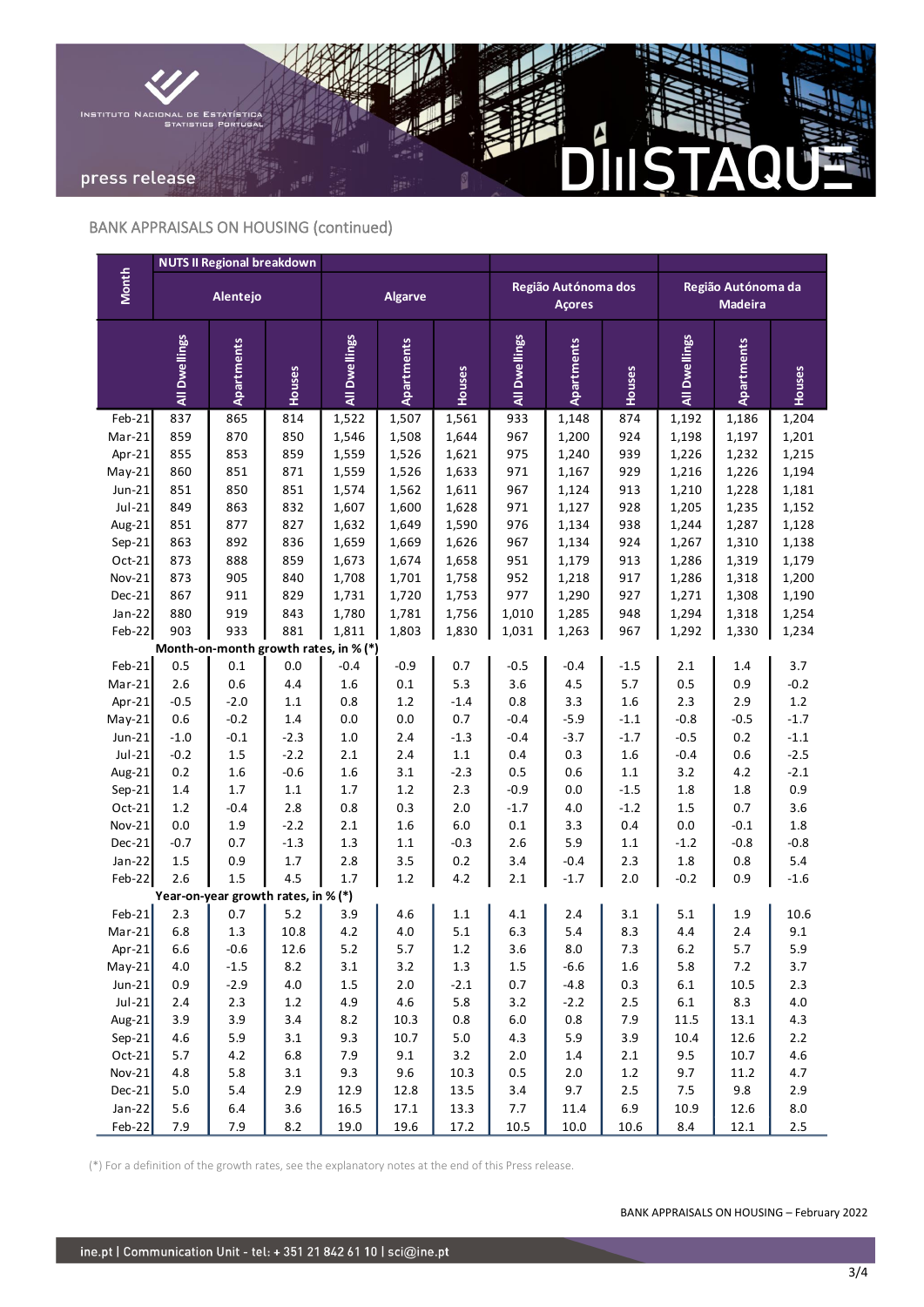## BANK APPRAISALS ON HOUSING (continued)

| Month | NUTS II Regional breakdown | | | | | | | | | | | |
|---|---|---|---|---|---|---|---|---|---|---|---|---|
| | Alentejo | | | Algarve | | | Região Autónoma dos Açores | | | Região Autónoma da Madeira | | |
| | All Dwellings | Apartments | Houses | All Dwellings | Apartments | Houses | All Dwellings | Apartments | Houses | All Dwellings | Apartments | Houses |
| Feb-21 | 837 | 865 | 814 | 1,522 | 1,507 | 1,561 | 933 | 1,148 | 874 | 1,192 | 1,186 | 1,204 |
| Mar-21 | 859 | 870 | 850 | 1,546 | 1,508 | 1,644 | 967 | 1,200 | 924 | 1,198 | 1,197 | 1,201 |
| Apr-21 | 855 | 853 | 859 | 1,559 | 1,526 | 1,621 | 975 | 1,240 | 939 | 1,226 | 1,232 | 1,215 |
| May-21 | 860 | 851 | 871 | 1,559 | 1,526 | 1,633 | 971 | 1,167 | 929 | 1,216 | 1,226 | 1,194 |
| Jun-21 | 851 | 850 | 851 | 1,574 | 1,562 | 1,611 | 967 | 1,124 | 913 | 1,210 | 1,228 | 1,181 |
| Jul-21 | 849 | 863 | 832 | 1,607 | 1,600 | 1,628 | 971 | 1,127 | 928 | 1,205 | 1,235 | 1,152 |
| Aug-21 | 851 | 877 | 827 | 1,632 | 1,649 | 1,590 | 976 | 1,134 | 938 | 1,244 | 1,287 | 1,128 |
| Sep-21 | 863 | 892 | 836 | 1,659 | 1,669 | 1,626 | 967 | 1,134 | 924 | 1,267 | 1,310 | 1,138 |
| Oct-21 | 873 | 888 | 859 | 1,673 | 1,674 | 1,658 | 951 | 1,179 | 913 | 1,286 | 1,319 | 1,179 |
| Nov-21 | 873 | 905 | 840 | 1,708 | 1,701 | 1,758 | 952 | 1,218 | 917 | 1,286 | 1,318 | 1,200 |
| Dec-21 | 867 | 911 | 829 | 1,731 | 1,720 | 1,753 | 977 | 1,290 | 927 | 1,271 | 1,308 | 1,190 |
| Jan-22 | 880 | 919 | 843 | 1,780 | 1,781 | 1,756 | 1,010 | 1,285 | 948 | 1,294 | 1,318 | 1,254 |
| Feb-22 | 903 | 933 | 881 | 1,811 | 1,803 | 1,830 | 1,031 | 1,263 | 967 | 1,292 | 1,330 | 1,234 |
| | **Month-on-month growth rates, in % (*)** | | | | | | | | | | | |
| Feb-21 | 0.5 | 0.1 | 0.0 | -0.4 | -0.9 | 0.7 | -0.5 | -0.4 | -1.5 | 2.1 | 1.4 | 3.7 |
| Mar-21 | 2.6 | 0.6 | 4.4 | 1.6 | 0.1 | 5.3 | 3.6 | 4.5 | 5.7 | 0.5 | 0.9 | -0.2 |
| Apr-21 | -0.5 | -2.0 | 1.1 | 0.8 | 1.2 | -1.4 | 0.8 | 3.3 | 1.6 | 2.3 | 2.9 | 1.2 |
| May-21 | 0.6 | -0.2 | 1.4 | 0.0 | 0.0 | 0.7 | -0.4 | -5.9 | -1.1 | -0.8 | -0.5 | -1.7 |
| Jun-21 | -1.0 | -0.1 | -2.3 | 1.0 | 2.4 | -1.3 | -0.4 | -3.7 | -1.7 | -0.5 | 0.2 | -1.1 |
| Jul-21 | -0.2 | 1.5 | -2.2 | 2.1 | 2.4 | 1.1 | 0.4 | 0.3 | 1.6 | -0.4 | 0.6 | -2.5 |
| Aug-21 | 0.2 | 1.6 | -0.6 | 1.6 | 3.1 | -2.3 | 0.5 | 0.6 | 1.1 | 3.2 | 4.2 | -2.1 |
| Sep-21 | 1.4 | 1.7 | 1.1 | 1.7 | 1.2 | 2.3 | -0.9 | 0.0 | -1.5 | 1.8 | 1.8 | 0.9 |
| Oct-21 | 1.2 | -0.4 | 2.8 | 0.8 | 0.3 | 2.0 | -1.7 | 4.0 | -1.2 | 1.5 | 0.7 | 3.6 |
| Nov-21 | 0.0 | 1.9 | -2.2 | 2.1 | 1.6 | 6.0 | 0.1 | 3.3 | 0.4 | 0.0 | -0.1 | 1.8 |
| Dec-21 | -0.7 | 0.7 | -1.3 | 1.3 | 1.1 | -0.3 | 2.6 | 5.9 | 1.1 | -1.2 | -0.8 | -0.8 |
| Jan-22 | 1.5 | 0.9 | 1.7 | 2.8 | 3.5 | 0.2 | 3.4 | -0.4 | 2.3 | 1.8 | 0.8 | 5.4 |
| Feb-22 | 2.6 | 1.5 | 4.5 | 1.7 | 1.2 | 4.2 | 2.1 | -1.7 | 2.0 | -0.2 | 0.9 | -1.6 |
| | **Year-on-year growth rates, in % (*)** | | | | | | | | | | | |
| Feb-21 | 2.3 | 0.7 | 5.2 | 3.9 | 4.6 | 1.1 | 4.1 | 2.4 | 3.1 | 5.1 | 1.9 | 10.6 |
| Mar-21 | 6.8 | 1.3 | 10.8 | 4.2 | 4.0 | 5.1 | 6.3 | 5.4 | 8.3 | 4.4 | 2.4 | 9.1 |
| Apr-21 | 6.6 | -0.6 | 12.6 | 5.2 | 5.7 | 1.2 | 3.6 | 8.0 | 7.3 | 6.2 | 5.7 | 5.9 |
| May-21 | 4.0 | -1.5 | 8.2 | 3.1 | 3.2 | 1.3 | 1.5 | -6.6 | 1.6 | 5.8 | 7.2 | 3.7 |
| Jun-21 | 0.9 | -2.9 | 4.0 | 1.5 | 2.0 | -2.1 | 0.7 | -4.8 | 0.3 | 6.1 | 10.5 | 2.3 |
| Jul-21 | 2.4 | 2.3 | 1.2 | 4.9 | 4.6 | 5.8 | 3.2 | -2.2 | 2.5 | 6.1 | 8.3 | 4.0 |
| Aug-21 | 3.9 | 3.9 | 3.4 | 8.2 | 10.3 | 0.8 | 6.0 | 0.8 | 7.9 | 11.5 | 13.1 | 4.3 |
| Sep-21 | 4.6 | 5.9 | 3.1 | 9.3 | 10.7 | 5.0 | 4.3 | 5.9 | 3.9 | 10.4 | 12.6 | 2.2 |
| Oct-21 | 5.7 | 4.2 | 6.8 | 7.9 | 9.1 | 3.2 | 2.0 | 1.4 | 2.1 | 9.5 | 10.7 | 4.6 |
| Nov-21 | 4.8 | 5.8 | 3.1 | 9.3 | 9.6 | 10.3 | 0.5 | 2.0 | 1.2 | 9.7 | 11.2 | 4.7 |
| Dec-21 | 5.0 | 5.4 | 2.9 | 12.9 | 12.8 | 13.5 | 3.4 | 9.7 | 2.5 | 7.5 | 9.8 | 2.9 |
| Jan-22 | 5.6 | 6.4 | 3.6 | 16.5 | 17.1 | 13.3 | 7.7 | 11.4 | 6.9 | 10.9 | 12.6 | 8.0 |
| Feb-22 | 7.9 | 7.9 | 8.2 | 19.0 | 19.6 | 17.2 | 10.5 | 10.0 | 10.6 | 8.4 | 12.1 | 2.5 |

(*) For a definition of the growth rates, see the explanatory notes at the end of this Press release.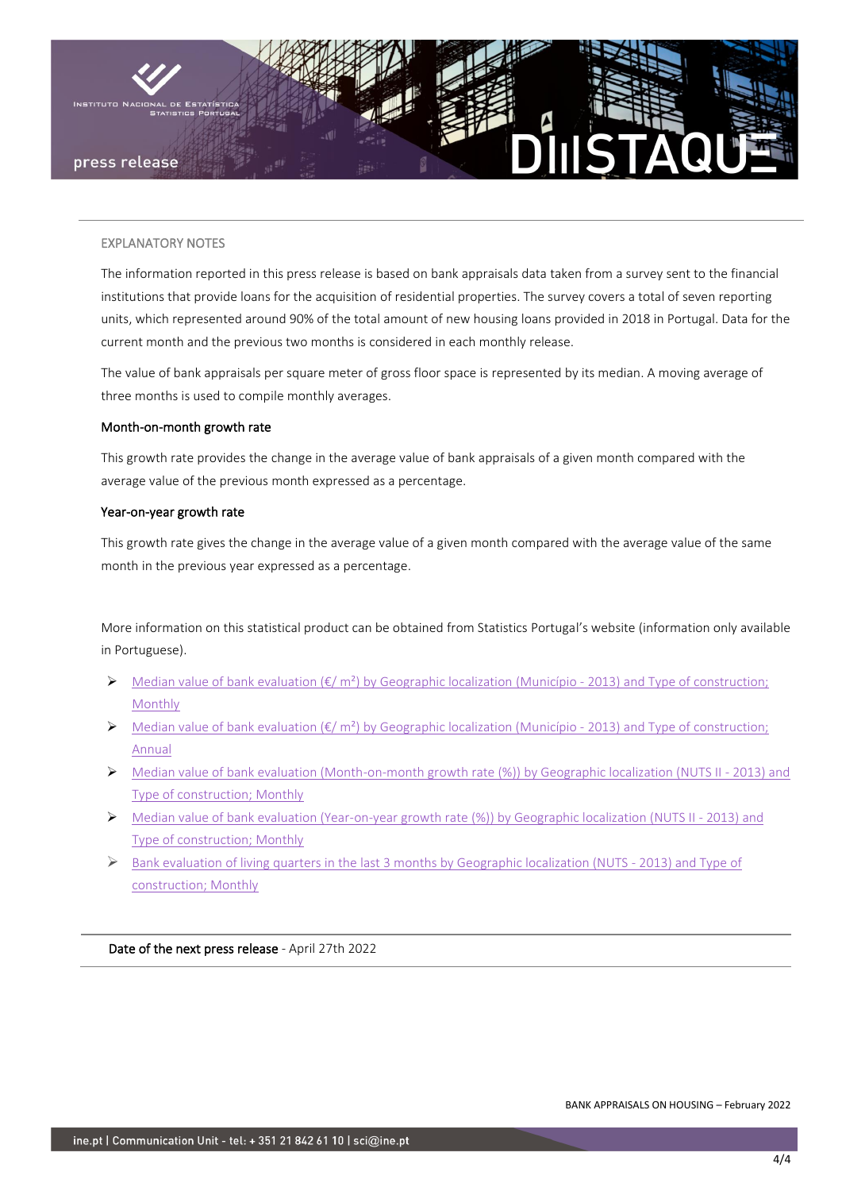## EXPLANATORY NOTES

The information reported in this press release is based on bank appraisals data taken from a survey sent to the financial institutions that provide loans for the acquisition of residential properties. The survey covers a total of seven reporting units, which represented around 90% of the total amount of new housing loans provided in 2018 in Portugal. Data for the current month and the previous two months is considered in each monthly release.

The value of bank appraisals per square meter of gross floor space is represented by its median. A moving average of three months is used to compile monthly averages.

### Month-on-month growth rate

This growth rate provides the change in the average value of bank appraisals of a given month compared with the average value of the previous month expressed as a percentage.

### Year-on-year growth rate

This growth rate gives the change in the average value of a given month compared with the average value of the same month in the previous year expressed as a percentage.

More information on this statistical product can be obtained from Statistics Portugal's website (information only available in Portuguese).

- Median value of bank evaluation (€/ m²) by Geographic localization (Município - 2013) and Type of construction; Monthly
- Median value of bank evaluation (€/ m²) by Geographic localization (Município - 2013) and Type of construction; Annual
- Median value of bank evaluation (Month-on-month growth rate (%)) by Geographic localization (NUTS II - 2013) and Type of construction; Monthly
- Median value of bank evaluation (Year-on-year growth rate (%)) by Geographic localization (NUTS II - 2013) and Type of construction; Monthly
- Bank evaluation of living quarters in the last 3 months by Geographic localization (NUTS - 2013) and Type of construction; Monthly

**Date of the next press release** - April 27th 2022